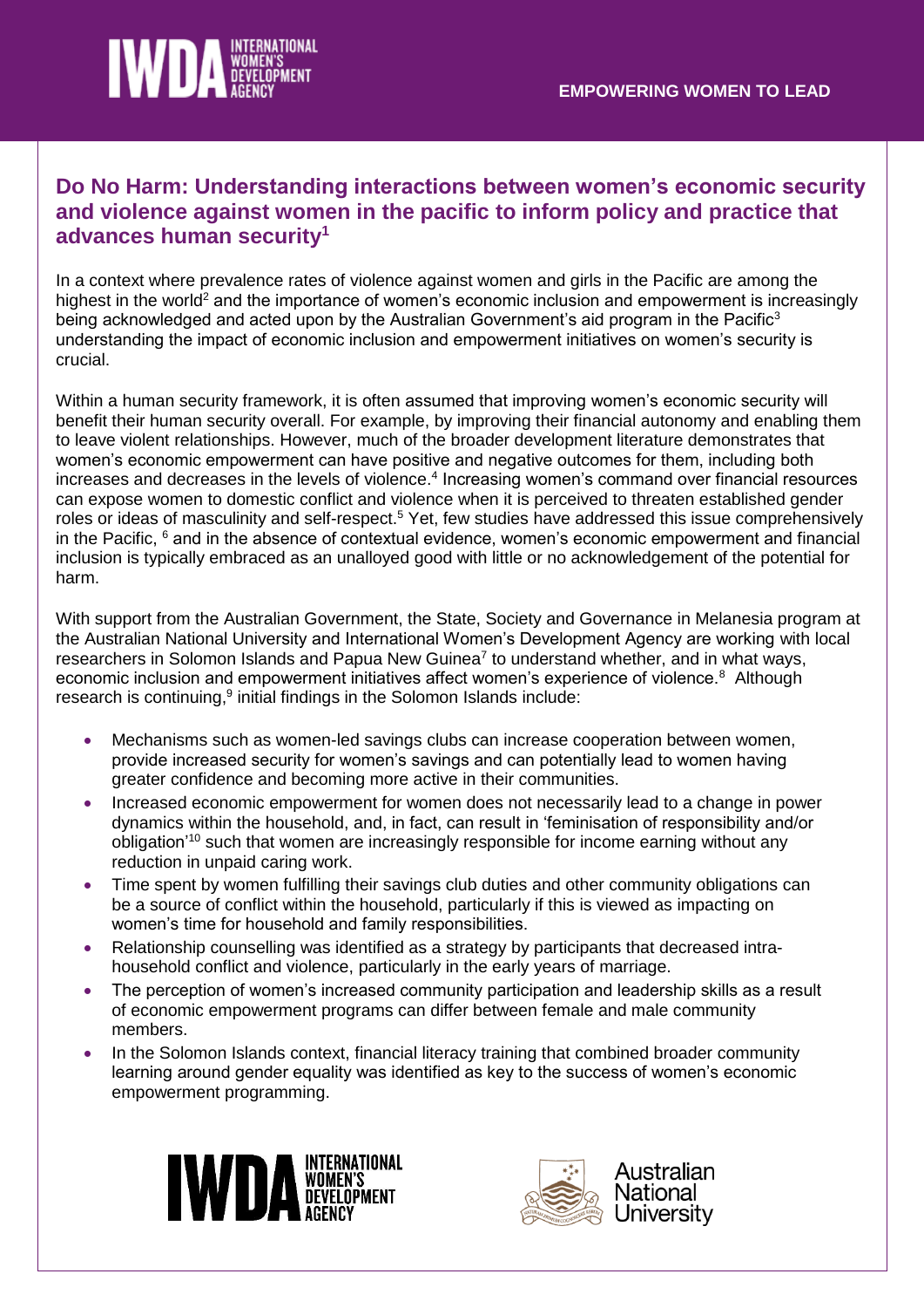EMPOWERING WOMEN TO LEAD

# Do No Harm: Understanding interactions between women's economic security and violence against women in the pacific to inform policy and practice that advances human security[1]

In a context where prevalence rates of violence against women and girls in the Pacific are among the highest in the world[2] and the importance of women's economic inclusion and empowerment is increasingly being acknowledged and acted upon by the Australian Government's aid program in the Pacific[3] understanding the impact of economic inclusion and empowerment initiatives on women's security is crucial.

Within a human security framework, it is often assumed that improving women's economic security will benefit their human security overall. For example, by improving their financial autonomy and enabling them to leave violent relationships. However, much of the broader development literature demonstrates that women's economic empowerment can have positive and negative outcomes for them, including both increases and decreases in the levels of violence.[4] Increasing women's command over financial resources can expose women to domestic conflict and violence when it is perceived to threaten established gender roles or ideas of masculinity and self-respect.[5] Yet, few studies have addressed this issue comprehensively in the Pacific, [6] and in the absence of contextual evidence, women's economic empowerment and financial inclusion is typically embraced as an unalloyed good with little or no acknowledgement of the potential for harm.

With support from the Australian Government, the State, Society and Governance in Melanesia program at the Australian National University and International Women's Development Agency are working with local researchers in Solomon Islands and Papua New Guinea[7] to understand whether, and in what ways, economic inclusion and empowerment initiatives affect women's experience of violence.[8] Although research is continuing,[9] initial findings in the Solomon Islands include:

- Mechanisms such as women-led savings clubs can increase cooperation between women, provide increased security for women's savings and can potentially lead to women having greater confidence and becoming more active in their communities.
- Increased economic empowerment for women does not necessarily lead to a change in power dynamics within the household, and, in fact, can result in 'feminisation of responsibility and/or obligation'[10] such that women are increasingly responsible for income earning without any reduction in unpaid caring work.
- Time spent by women fulfilling their savings club duties and other community obligations can be a source of conflict within the household, particularly if this is viewed as impacting on women's time for household and family responsibilities.
- Relationship counselling was identified as a strategy by participants that decreased intra-household conflict and violence, particularly in the early years of marriage.
- The perception of women's increased community participation and leadership skills as a result of economic empowerment programs can differ between female and male community members.
- In the Solomon Islands context, financial literacy training that combined broader community learning around gender equality was identified as key to the success of women's economic empowerment programming.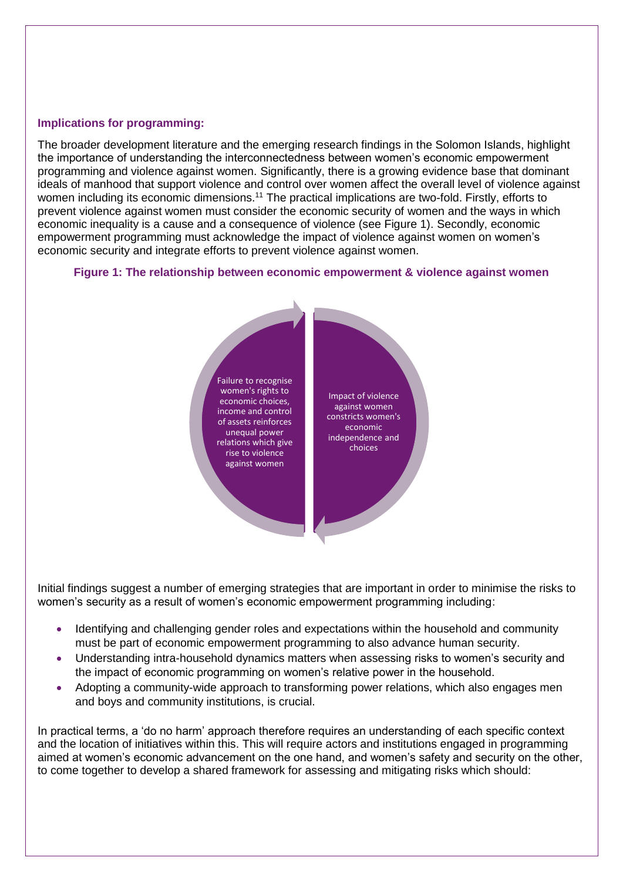### Implications for programming:

The broader development literature and the emerging research findings in the Solomon Islands, highlight the importance of understanding the interconnectedness between women's economic empowerment programming and violence against women. Significantly, there is a growing evidence base that dominant ideals of manhood that support violence and control over women affect the overall level of violence against women including its economic dimensions.[11] The practical implications are two-fold. Firstly, efforts to prevent violence against women must consider the economic security of women and the ways in which economic inequality is a cause and a consequence of violence (see Figure 1). Secondly, economic empowerment programming must acknowledge the impact of violence against women on women's economic security and integrate efforts to prevent violence against women.

**Figure 1: The relationship between economic empowerment & violence against women**

Failure to recognise women's rights to economic choices, income and control of assets reinforces unequal power relations which give rise to violence against women

Impact of violence against women constricts women's economic independence and choices

Initial findings suggest a number of emerging strategies that are important in order to minimise the risks to women's security as a result of women's economic empowerment programming including:

- Identifying and challenging gender roles and expectations within the household and community must be part of economic empowerment programming to also advance human security.
- Understanding intra-household dynamics matters when assessing risks to women's security and the impact of economic programming on women's relative power in the household.
- Adopting a community-wide approach to transforming power relations, which also engages men and boys and community institutions, is crucial.

In practical terms, a 'do no harm' approach therefore requires an understanding of each specific context and the location of initiatives within this. This will require actors and institutions engaged in programming aimed at women's economic advancement on the one hand, and women's safety and security on the other, to come together to develop a shared framework for assessing and mitigating risks which should: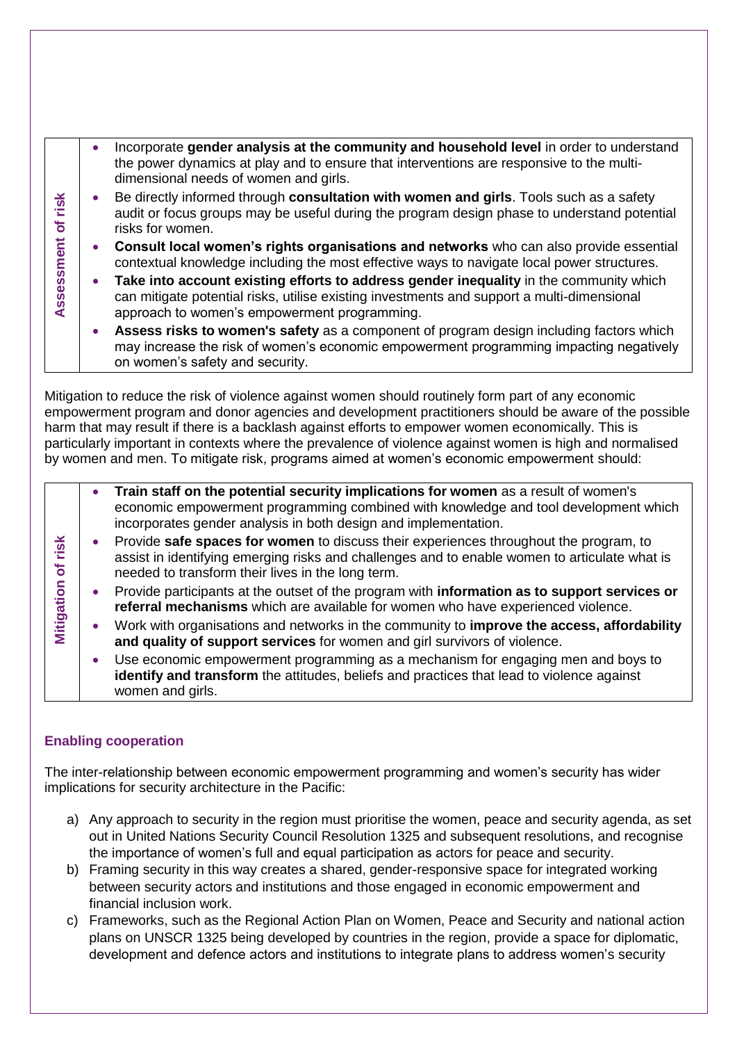| Assessment of risk | |
|---|---|
| | • Incorporate **gender analysis at the community and household level** in order to understand the power dynamics at play and to ensure that interventions are responsive to the multi-dimensional needs of women and girls.<br>• Be directly informed through **consultation with women and girls**. Tools such as a safety audit or focus groups may be useful during the program design phase to understand potential risks for women.<br>• **Consult local women's rights organisations and networks** who can also provide essential contextual knowledge including the most effective ways to navigate local power structures.<br>• **Take into account existing efforts to address gender inequality** in the community which can mitigate potential risks, utilise existing investments and support a multi-dimensional approach to women's empowerment programming.<br>• **Assess risks to women's safety** as a component of program design including factors which may increase the risk of women's economic empowerment programming impacting negatively on women's safety and security. |

Mitigation to reduce the risk of violence against women should routinely form part of any economic empowerment program and donor agencies and development practitioners should be aware of the possible harm that may result if there is a backlash against efforts to empower women economically. This is particularly important in contexts where the prevalence of violence against women is high and normalised by women and men. To mitigate risk, programs aimed at women's economic empowerment should:

| Mitigation of risk | |
|---|---|
| | • **Train staff on the potential security implications for women** as a result of women's economic empowerment programming combined with knowledge and tool development which incorporates gender analysis in both design and implementation.<br>• Provide **safe spaces for women** to discuss their experiences throughout the program, to assist in identifying emerging risks and challenges and to enable women to articulate what is needed to transform their lives in the long term.<br>• Provide participants at the outset of the program with **information as to support services or referral mechanisms** which are available for women who have experienced violence.<br>• Work with organisations and networks in the community to **improve the access, affordability and quality of support services** for women and girl survivors of violence.<br>• Use economic empowerment programming as a mechanism for engaging men and boys to **identify and transform** the attitudes, beliefs and practices that lead to violence against women and girls. |

### Enabling cooperation

The inter-relationship between economic empowerment programming and women's security has wider implications for security architecture in the Pacific:

a) Any approach to security in the region must prioritise the women, peace and security agenda, as set out in United Nations Security Council Resolution 1325 and subsequent resolutions, and recognise the importance of women's full and equal participation as actors for peace and security.
b) Framing security in this way creates a shared, gender-responsive space for integrated working between security actors and institutions and those engaged in economic empowerment and financial inclusion work.
c) Frameworks, such as the Regional Action Plan on Women, Peace and Security and national action plans on UNSCR 1325 being developed by countries in the region, provide a space for diplomatic, development and defence actors and institutions to integrate plans to address women's security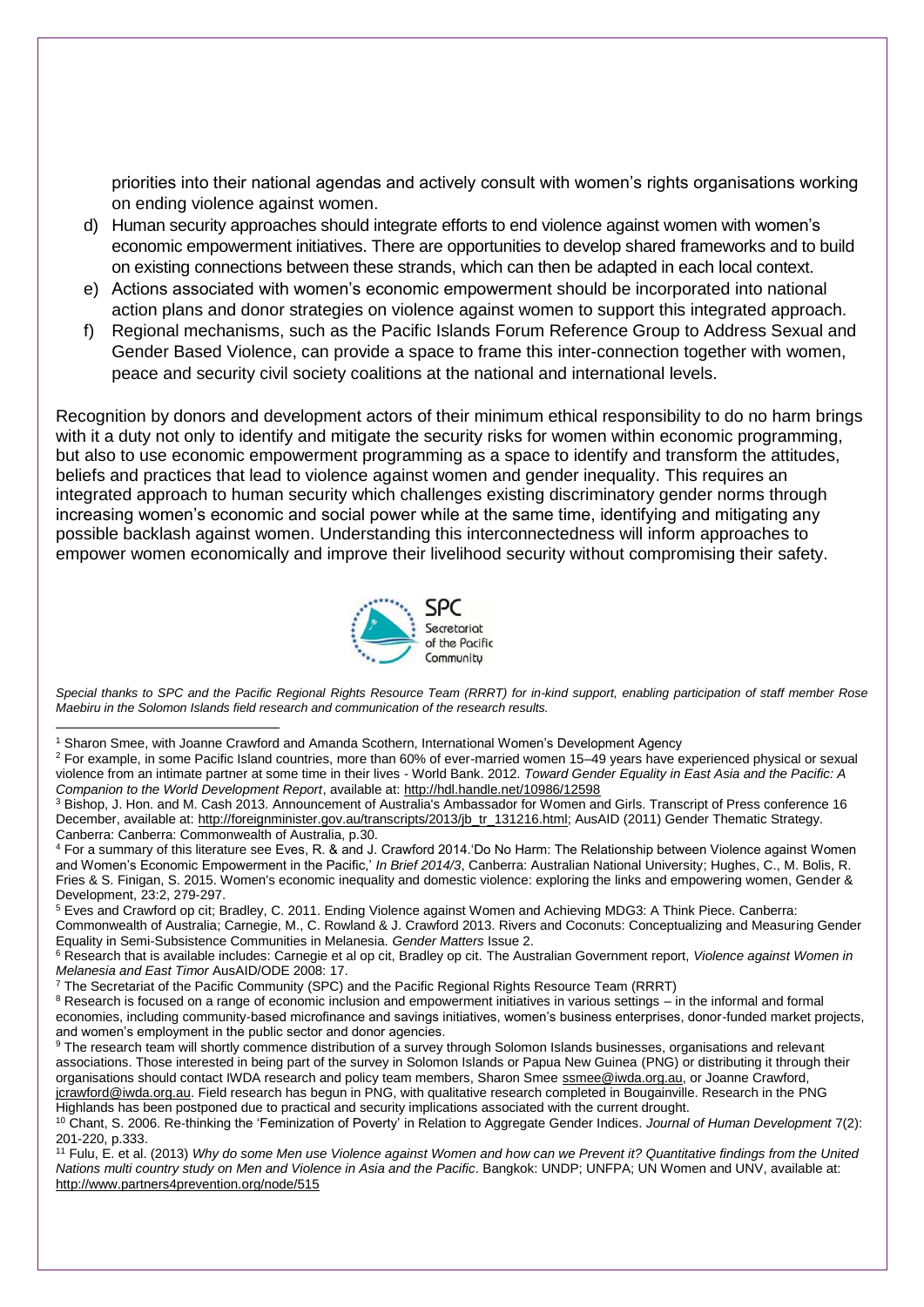priorities into their national agendas and actively consult with women's rights organisations working on ending violence against women.

d) Human security approaches should integrate efforts to end violence against women with women's economic empowerment initiatives. There are opportunities to develop shared frameworks and to build on existing connections between these strands, which can then be adapted in each local context.
e) Actions associated with women's economic empowerment should be incorporated into national action plans and donor strategies on violence against women to support this integrated approach.
f) Regional mechanisms, such as the Pacific Islands Forum Reference Group to Address Sexual and Gender Based Violence, can provide a space to frame this inter-connection together with women, peace and security civil society coalitions at the national and international levels.

Recognition by donors and development actors of their minimum ethical responsibility to do no harm brings with it a duty not only to identify and mitigate the security risks for women within economic programming, but also to use economic empowerment programming as a space to identify and transform the attitudes, beliefs and practices that lead to violence against women and gender inequality. This requires an integrated approach to human security which challenges existing discriminatory gender norms through increasing women's economic and social power while at the same time, identifying and mitigating any possible backlash against women. Understanding this interconnectedness will inform approaches to empower women economically and improve their livelihood security without compromising their safety.

SPC Secretariat of the Pacific Community

*Special thanks to SPC and the Pacific Regional Rights Resource Team (RRRT) for in-kind support, enabling participation of staff member Rose Maebiru in the Solomon Islands field research and communication of the research results.*

[1] Sharon Smee, with Joanne Crawford and Amanda Scothern, International Women's Development Agency

[2] For example, in some Pacific Island countries, more than 60% of ever-married women 15–49 years have experienced physical or sexual violence from an intimate partner at some time in their lives - World Bank. 2012. *Toward Gender Equality in East Asia and the Pacific: A Companion to the World Development Report*, available at: http://hdl.handle.net/10986/12598

[3] Bishop, J. Hon. and M. Cash 2013. Announcement of Australia's Ambassador for Women and Girls. Transcript of Press conference 16 December, available at: http://foreignminister.gov.au/transcripts/2013/jb_tr_131216.html; AusAID (2011) Gender Thematic Strategy. Canberra: Canberra: Commonwealth of Australia, p.30.

[4] For a summary of this literature see Eves, R. & and J. Crawford 2014.'Do No Harm: The Relationship between Violence against Women and Women's Economic Empowerment in the Pacific,' *In Brief 2014/3*, Canberra: Australian National University; Hughes, C., M. Bolis, R. Fries & S. Finigan, S. 2015. Women's economic inequality and domestic violence: exploring the links and empowering women, Gender & Development, 23:2, 279-297.

[5] Eves and Crawford op cit; Bradley, C. 2011. Ending Violence against Women and Achieving MDG3: A Think Piece. Canberra: Commonwealth of Australia; Carnegie, M., C. Rowland & J. Crawford 2013. Rivers and Coconuts: Conceptualizing and Measuring Gender Equality in Semi-Subsistence Communities in Melanesia. *Gender Matters* Issue 2.

[6] Research that is available includes: Carnegie et al op cit, Bradley op cit. The Australian Government report, *Violence against Women in Melanesia and East Timor* AusAID/ODE 2008: 17.

[7] The Secretariat of the Pacific Community (SPC) and the Pacific Regional Rights Resource Team (RRRT)

[8] Research is focused on a range of economic inclusion and empowerment initiatives in various settings – in the informal and formal economies, including community-based microfinance and savings initiatives, women's business enterprises, donor-funded market projects, and women's employment in the public sector and donor agencies.

[9] The research team will shortly commence distribution of a survey through Solomon Islands businesses, organisations and relevant associations. Those interested in being part of the survey in Solomon Islands or Papua New Guinea (PNG) or distributing it through their organisations should contact IWDA research and policy team members, Sharon Smee ssmee@iwda.org.au, or Joanne Crawford, jcrawford@iwda.org.au. Field research has begun in PNG, with qualitative research completed in Bougainville. Research in the PNG Highlands has been postponed due to practical and security implications associated with the current drought.

[10] Chant, S. 2006. Re-thinking the 'Feminization of Poverty' in Relation to Aggregate Gender Indices. *Journal of Human Development* 7(2): 201-220, p.333.

[11] Fulu, E. et al. (2013) *Why do some Men use Violence against Women and how can we Prevent it? Quantitative findings from the United Nations multi country study on Men and Violence in Asia and the Pacific*. Bangkok: UNDP; UNFPA; UN Women and UNV, available at: http://www.partners4prevention.org/node/515